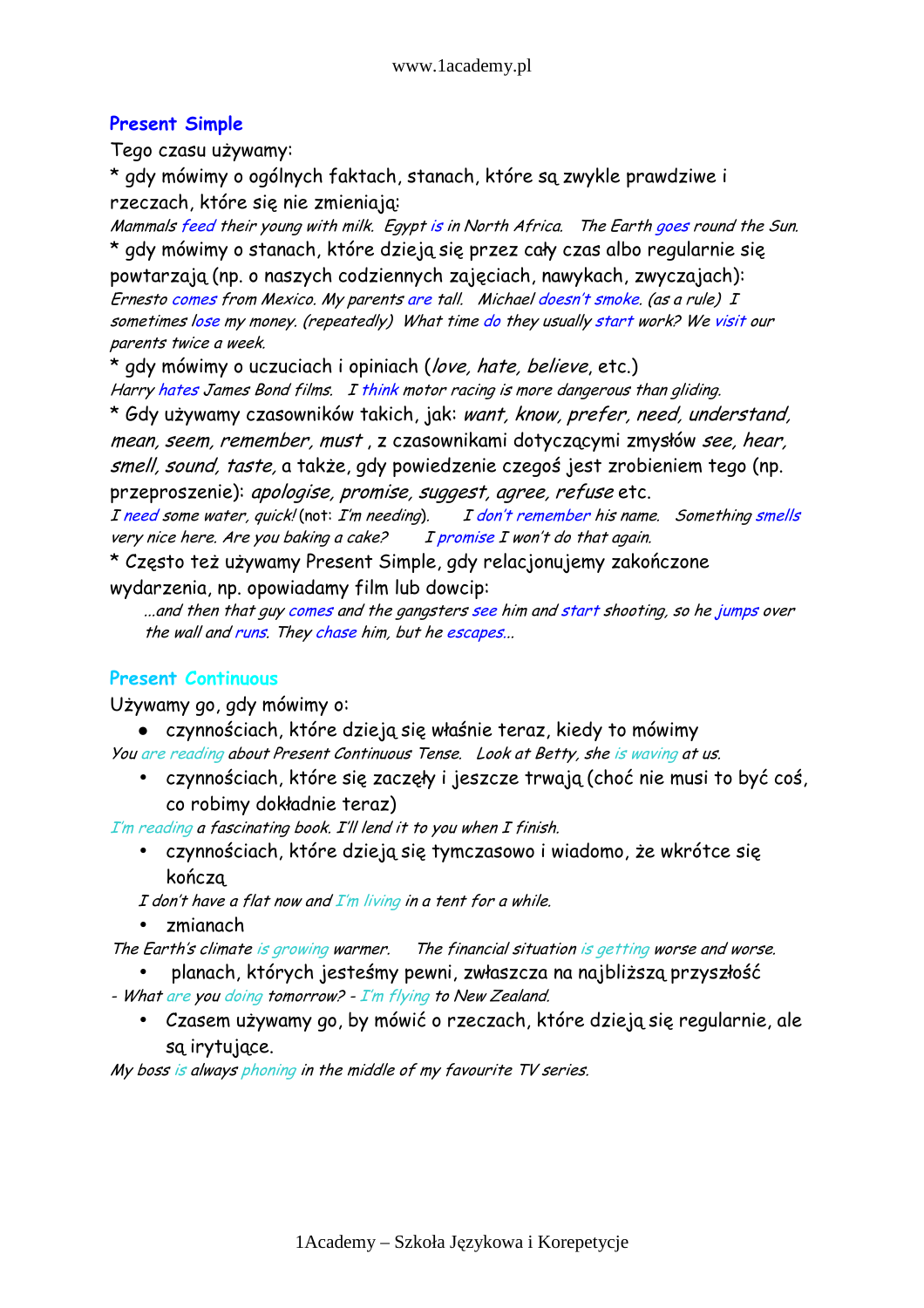## Present Simple

Tego czasu używamy:

* gdy mówimy o ogólnych faktach, stanach, które są zwykle prawdziwe i rzeczach, które się nie zmieniają:

*Mammals feed their young with milk. Egypt is in North Africa. The Earth goes round the Sun.*

* gdy mówimy o stanach, które dzieją się przez cały czas albo regularnie się powtarzają (np. o naszych codziennych zajęciach, nawykach, zwyczajach):

*Ernesto comes from Mexico. My parents are tall. Michael doesn't smoke. (as a rule) I sometimes lose my money. (repeatedly) What time do they usually start work? We visit our parents twice a week.*

* gdy mówimy o uczuciach i opiniach (*love, hate, believe*, etc.)

*Harry hates James Bond films. I think motor racing is more dangerous than gliding.*

* Gdy używamy czasowników takich, jak: *want, know, prefer, need, understand, mean, seem, remember, must*, z czasownikami dotyczącymi zmysłów *see, hear, smell, sound, taste,* a także, gdy powiedzenie czegoś jest zrobieniem tego (np. przeproszenie): *apologise, promise, suggest, agree, refuse* etc.

*I need some water, quick!* (not: *I'm needing*). *I don't remember his name. Something smells very nice here. Are you baking a cake? I promise I won't do that again.*

* Często też używamy Present Simple, gdy relacjonujemy zakończone wydarzenia, np. opowiadamy film lub dowcip:

*...and then that guy comes and the gangsters see him and start shooting, so he jumps over the wall and runs. They chase him, but he escapes...*

## Present Continuous

Używamy go, gdy mówimy o:

- czynnościach, które dzieją się właśnie teraz, kiedy to mówimy

*You are reading about Present Continuous Tense. Look at Betty, she is waving at us.*

- czynnościach, które się zaczęły i jeszcze trwają (choć nie musi to być coś, co robimy dokładnie teraz)

*I'm reading a fascinating book. I'll lend it to you when I finish.*

- czynnościach, które dzieją się tymczasowo i wiadomo, że wkrótce się kończą

*I don't have a flat now and I'm living in a tent for a while.*

- zmianach

*The Earth's climate is growing warmer. The financial situation is getting worse and worse.*

- planach, których jesteśmy pewni, zwłaszcza na najbliższą przyszłość

*- What are you doing tomorrow? - I'm flying to New Zealand.*

- Czasem używamy go, by mówić o rzeczach, które dzieją się regularnie, ale są irytujące.

*My boss is always phoning in the middle of my favourite TV series.*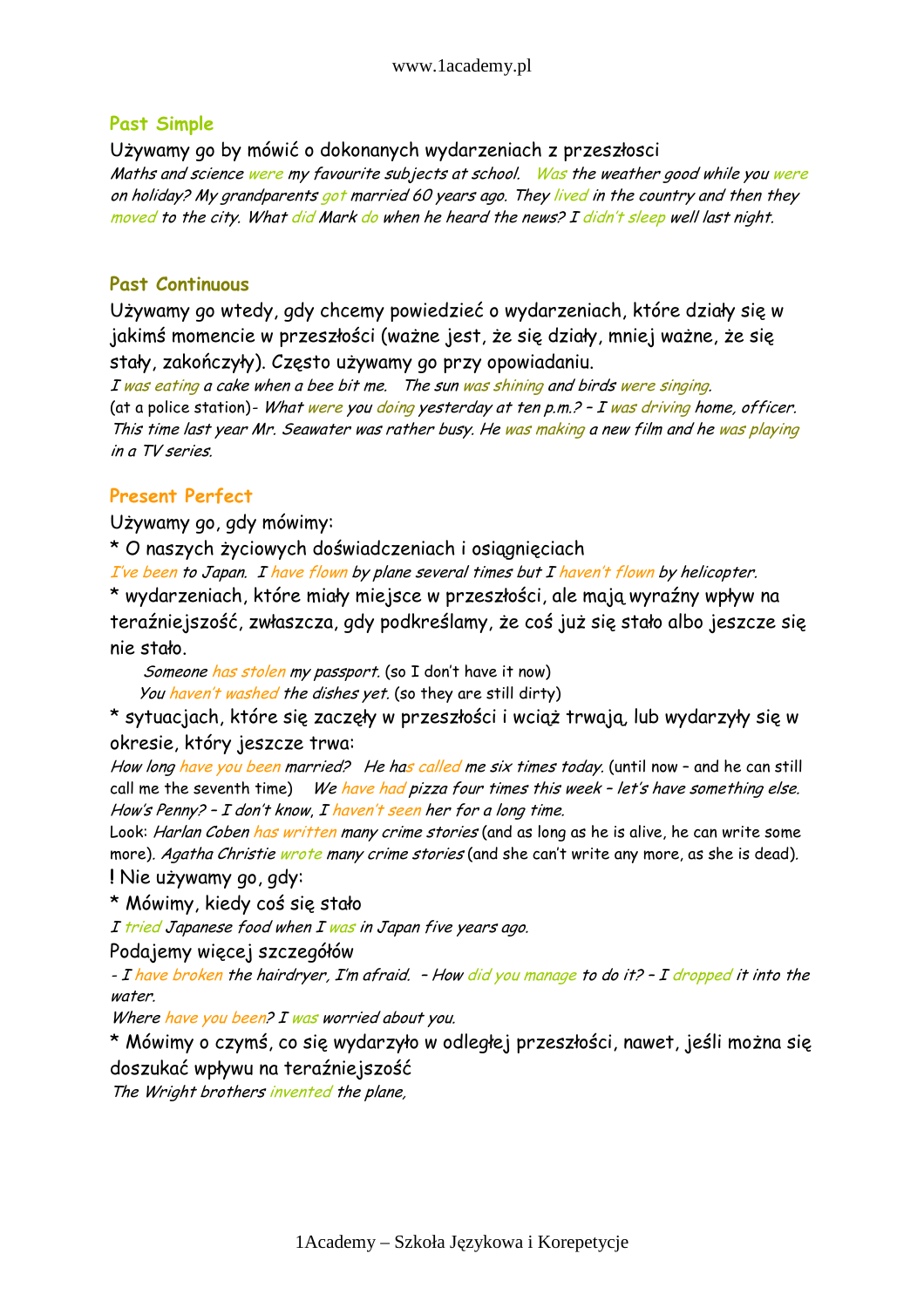## Past Simple

Używamy go by mówić o dokonanych wydarzeniach z przeszłosci

*Maths and science were my favourite subjects at school. Was the weather good while you were on holiday? My grandparents got married 60 years ago. They lived in the country and then they moved to the city. What did Mark do when he heard the news? I didn't sleep well last night.*

## Past Continuous

Używamy go wtedy, gdy chcemy powiedzieć o wydarzeniach, które działy się w jakimś momencie w przeszłości (ważne jest, że się działy, mniej ważne, że się stały, zakończyły). Często używamy go przy opowiadaniu.

*I was eating a cake when a bee bit me. The sun was shining and birds were singing.*

(at a police station)- *What were you doing yesterday at ten p.m.? – I was driving home, officer. This time last year Mr. Seawater was rather busy. He was making a new film and he was playing in a TV series.*

## Present Perfect

Używamy go, gdy mówimy:

* O naszych życiowych doświadczeniach i osiągnięciach

*I've been to Japan. I have flown by plane several times but I haven't flown by helicopter.*

* wydarzeniach, które miały miejsce w przeszłości, ale mają wyraźny wpływ na teraźniejszość, zwłaszcza, gdy podkreślamy, że coś już się stało albo jeszcze się nie stało.

*Someone has stolen my passport.* (so I don't have it now)
*You haven't washed the dishes yet.* (so they are still dirty)

* sytuacjach, które się zaczęły w przeszłości i wciąż trwają, lub wydarzyły się w okresie, który jeszcze trwa:

*How long have you been married? He has called me six times today.* (until now – and he can still call me the seventh time) *We have had pizza four times this week – let's have something else. How's Penny? – I don't know, I haven't seen her for a long time.*

Look: *Harlan Coben has written many crime stories* (and as long as he is alive, he can write some more). *Agatha Christie wrote many crime stories* (and she can't write any more, as she is dead).

! Nie używamy go, gdy:

* Mówimy, kiedy coś się stało

*I tried Japanese food when I was in Japan five years ago.*

Podajemy więcej szczegółów

*- I have broken the hairdryer, I'm afraid. – How did you manage to do it? – I dropped it into the water.*

*Where have you been? I was worried about you.*

* Mówimy o czymś, co się wydarzyło w odległej przeszłości, nawet, jeśli można się doszukać wpływu na teraźniejszość

*The Wright brothers invented the plane,*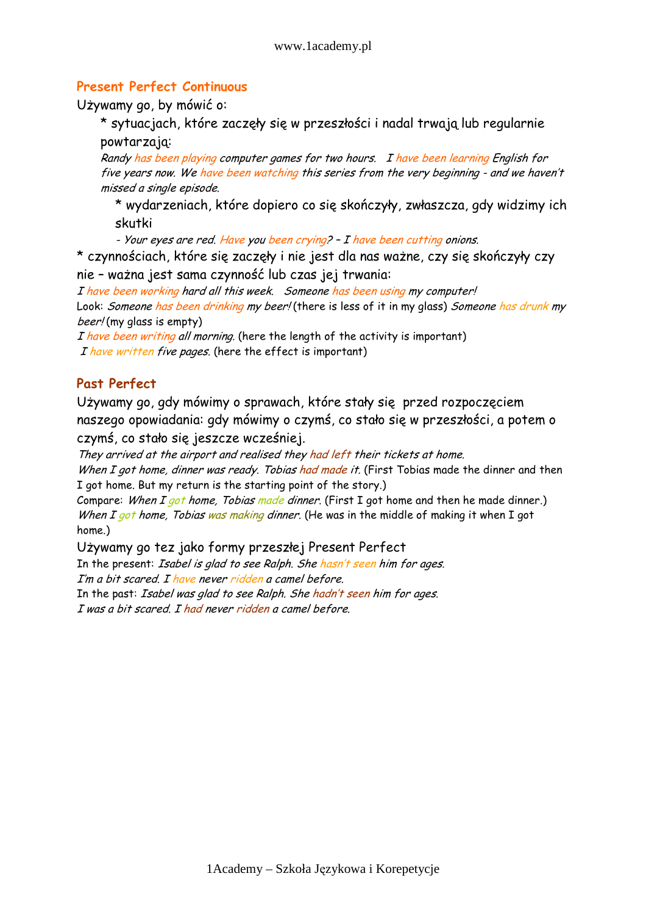## Present Perfect Continuous

Używamy go, by mówić o:

* sytuacjach, które zaczęły się w przeszłości i nadal trwają lub regularnie powtarzają:

*Randy has been playing computer games for two hours. I have been learning English for five years now. We have been watching this series from the very beginning - and we haven't missed a single episode.*

* wydarzeniach, które dopiero co się skończyły, zwłaszcza, gdy widzimy ich skutki

*- Your eyes are red. Have you been crying? – I have been cutting onions.*

* czynnościach, które się zaczęły i nie jest dla nas ważne, czy się skończyły czy nie – ważna jest sama czynność lub czas jej trwania:

*I have been working hard all this week. Someone has been using my computer!*

Look: *Someone has been drinking my beer!* (there is less of it in my glass) *Someone has drunk my beer!* (my glass is empty)

*I have been writing all morning.* (here the length of the activity is important)

*I have written five pages.* (here the effect is important)

## Past Perfect

Używamy go, gdy mówimy o sprawach, które stały się przed rozpoczęciem naszego opowiadania: gdy mówimy o czymś, co stało się w przeszłości, a potem o czymś, co stało się jeszcze wcześniej.

*They arrived at the airport and realised they had left their tickets at home.*

*When I got home, dinner was ready. Tobias had made it.* (First Tobias made the dinner and then I got home. But my return is the starting point of the story.)

Compare: *When I got home, Tobias made dinner.* (First I got home and then he made dinner.)

*When I got home, Tobias was making dinner.* (He was in the middle of making it when I got home.)

Używamy go tez jako formy przeszłej Present Perfect

In the present: *Isabel is glad to see Ralph. She hasn't seen him for ages.*

*I'm a bit scared. I have never ridden a camel before.*

In the past: *Isabel was glad to see Ralph. She hadn't seen him for ages.*

*I was a bit scared. I had never ridden a camel before.*